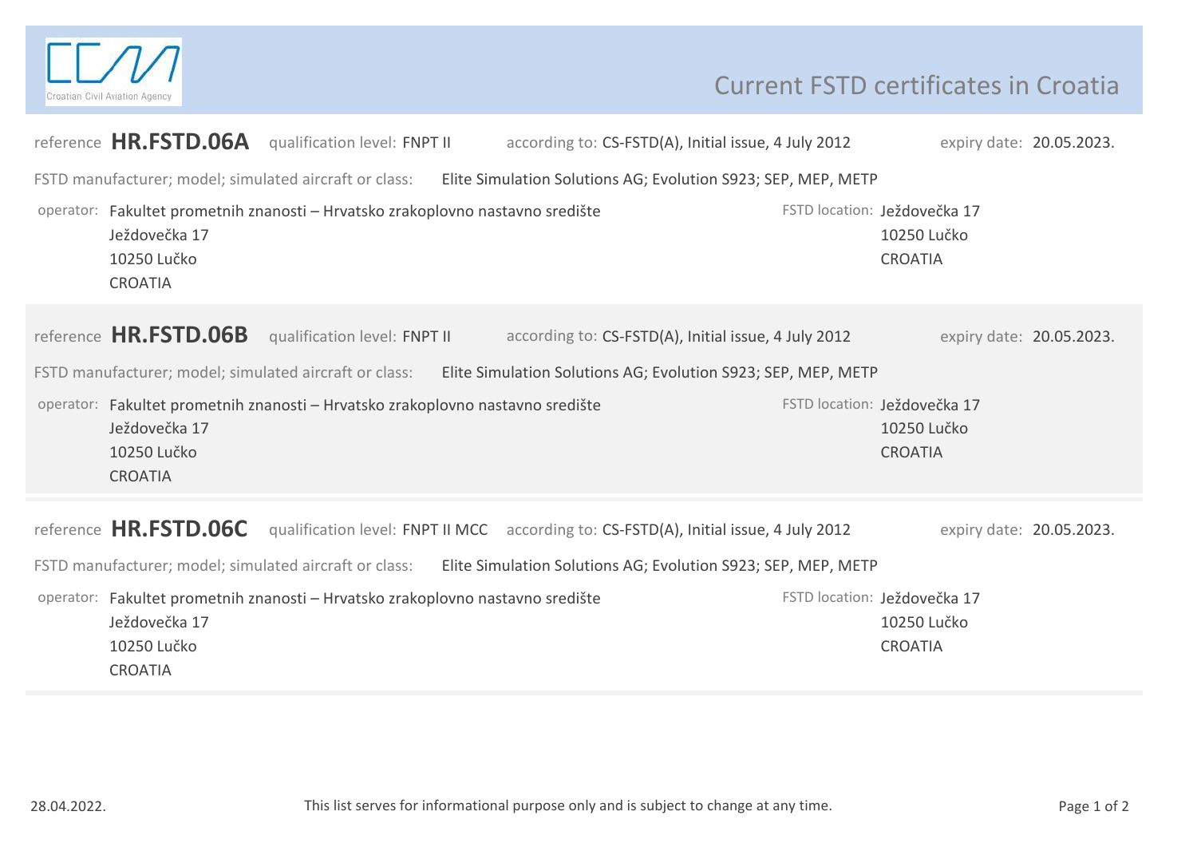Croatian Civil Aviation Agency

# Current FSTD certificates in Croatia

reference **HR.FSTD.06A** qualification level: FNPT II according to: CS-FSTD(A), Initial issue, 4 July 2012 expiry date: 20.05.2023.

FSTD manufacturer; model; simulated aircraft or class: Elite Simulation Solutions AG; Evolution S923; SEP, MEP, METP

operator: Fakultet prometnih znanosti – Hrvatsko zrakoplovno nastavno središte
Ježdovečka 17
10250 Lučko
CROATIA

FSTD location: Ježdovečka 17
10250 Lučko
CROATIA

---

reference **HR.FSTD.06B** qualification level: FNPT II according to: CS-FSTD(A), Initial issue, 4 July 2012 expiry date: 20.05.2023.

FSTD manufacturer; model; simulated aircraft or class: Elite Simulation Solutions AG; Evolution S923; SEP, MEP, METP

operator: Fakultet prometnih znanosti – Hrvatsko zrakoplovno nastavno središte
Ježdovečka 17
10250 Lučko
CROATIA

FSTD location: Ježdovečka 17
10250 Lučko
CROATIA

---

reference **HR.FSTD.06C** qualification level: FNPT II MCC according to: CS-FSTD(A), Initial issue, 4 July 2012 expiry date: 20.05.2023.

FSTD manufacturer; model; simulated aircraft or class: Elite Simulation Solutions AG; Evolution S923; SEP, MEP, METP

operator: Fakultet prometnih znanosti – Hrvatsko zrakoplovno nastavno središte
Ježdovečka 17
10250 Lučko
CROATIA

FSTD location: Ježdovečka 17
10250 Lučko
CROATIA

---

28.04.2022. This list serves for informational purpose only and is subject to change at any time.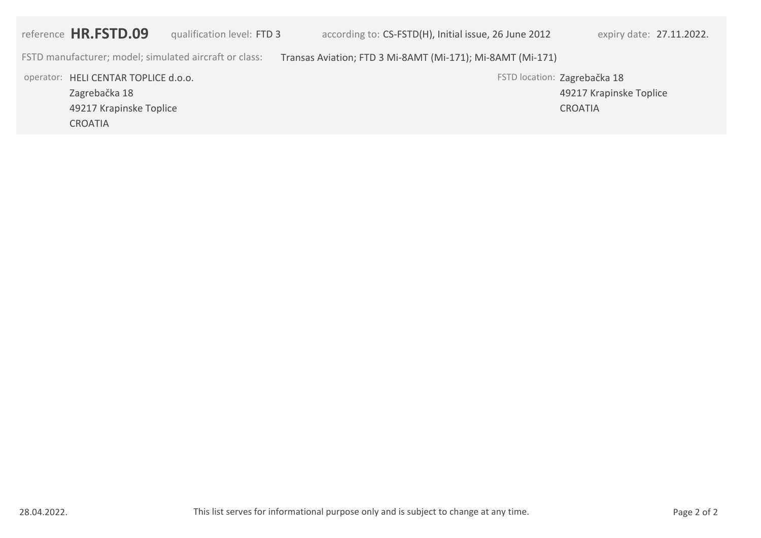reference **HR.FSTD.09** qualification level: FTD 3 according to: CS-FSTD(H), Initial issue, 26 June 2012 expiry date: 27.11.2022.

FSTD manufacturer; model; simulated aircraft or class: Transas Aviation; FTD 3 Mi-8AMT (Mi-171); Mi-8AMT (Mi-171)

operator:
HELI CENTAR TOPLICE d.o.o.
Zagrebačka 18
49217 Krapinske Toplice
CROATIA

FSTD location:
Zagrebačka 18
49217 Krapinske Toplice
CROATIA

28.04.2022. This list serves for informational purpose only and is subject to change at any time.